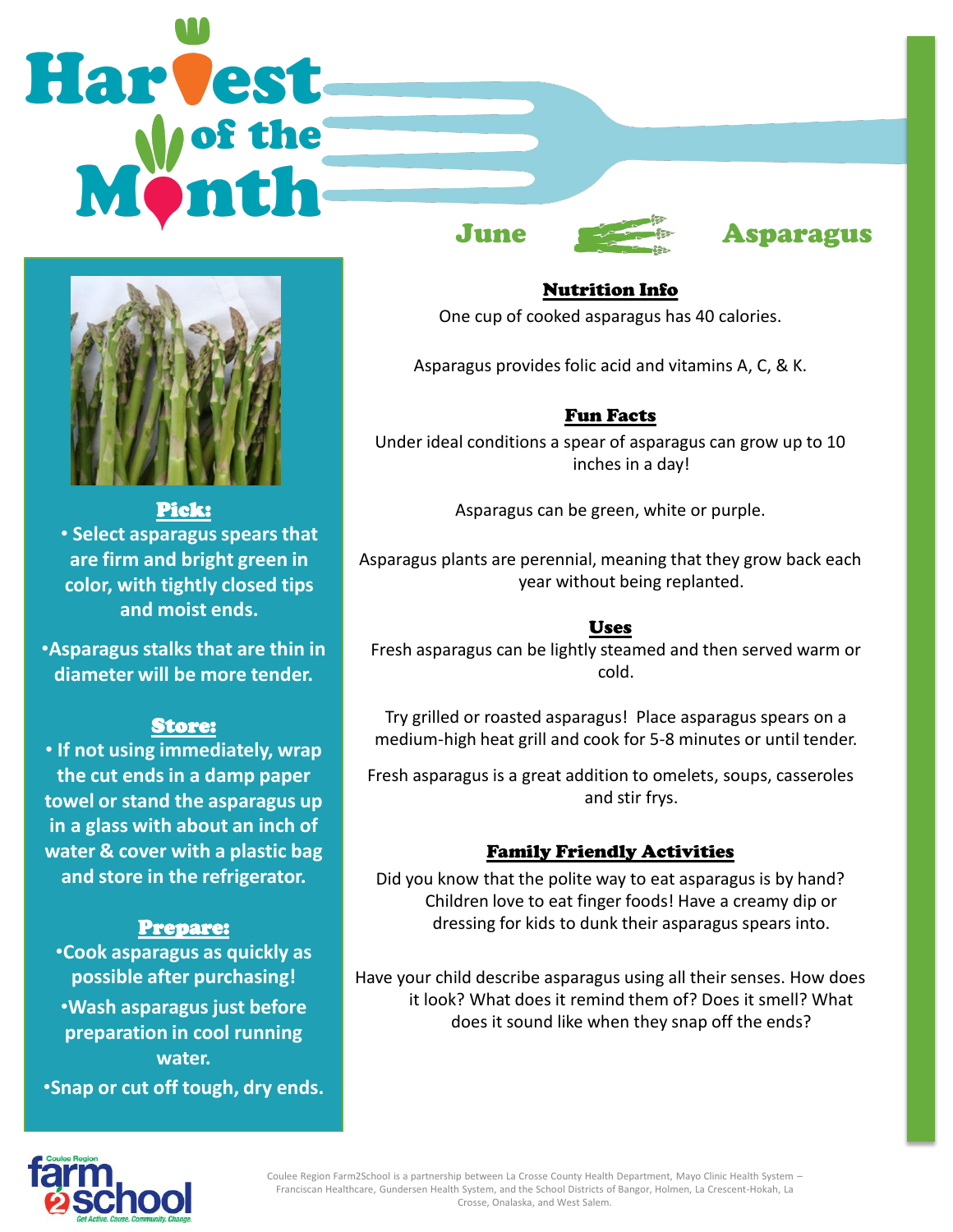# Harvest of the Month

## June — Asparagus

### Pick:

- Select asparagus spears that are firm and bright green in color, with tightly closed tips and moist ends.
- Asparagus stalks that are thin in diameter will be more tender.

### Store:

- If not using immediately, wrap the cut ends in a damp paper towel or stand the asparagus up in a glass with about an inch of water & cover with a plastic bag and store in the refrigerator.

### Prepare:

- Cook asparagus as quickly as possible after purchasing!
- Wash asparagus just before preparation in cool running water.
- Snap or cut off tough, dry ends.

### Nutrition Info

One cup of cooked asparagus has 40 calories.

Asparagus provides folic acid and vitamins A, C, & K.

### Fun Facts

Under ideal conditions a spear of asparagus can grow up to 10 inches in a day!

Asparagus can be green, white or purple.

Asparagus plants are perennial, meaning that they grow back each year without being replanted.

### Uses

Fresh asparagus can be lightly steamed and then served warm or cold.

Try grilled or roasted asparagus! Place asparagus spears on a medium-high heat grill and cook for 5-8 minutes or until tender.

Fresh asparagus is a great addition to omelets, soups, casseroles and stir frys.

### Family Friendly Activities

Did you know that the polite way to eat asparagus is by hand? Children love to eat finger foods! Have a creamy dip or dressing for kids to dunk their asparagus spears into.

Have your child describe asparagus using all their senses. How does it look? What does it remind them of? Does it smell? What does it sound like when they snap off the ends?

Coulee Region Farm2School — Get Active. Cause. Community. Change.

Coulee Region Farm2School is a partnership between La Crosse County Health Department, Mayo Clinic Health System – Franciscan Healthcare, Gundersen Health System, and the School Districts of Bangor, Holmen, La Crescent-Hokah, La Crosse, Onalaska, and West Salem.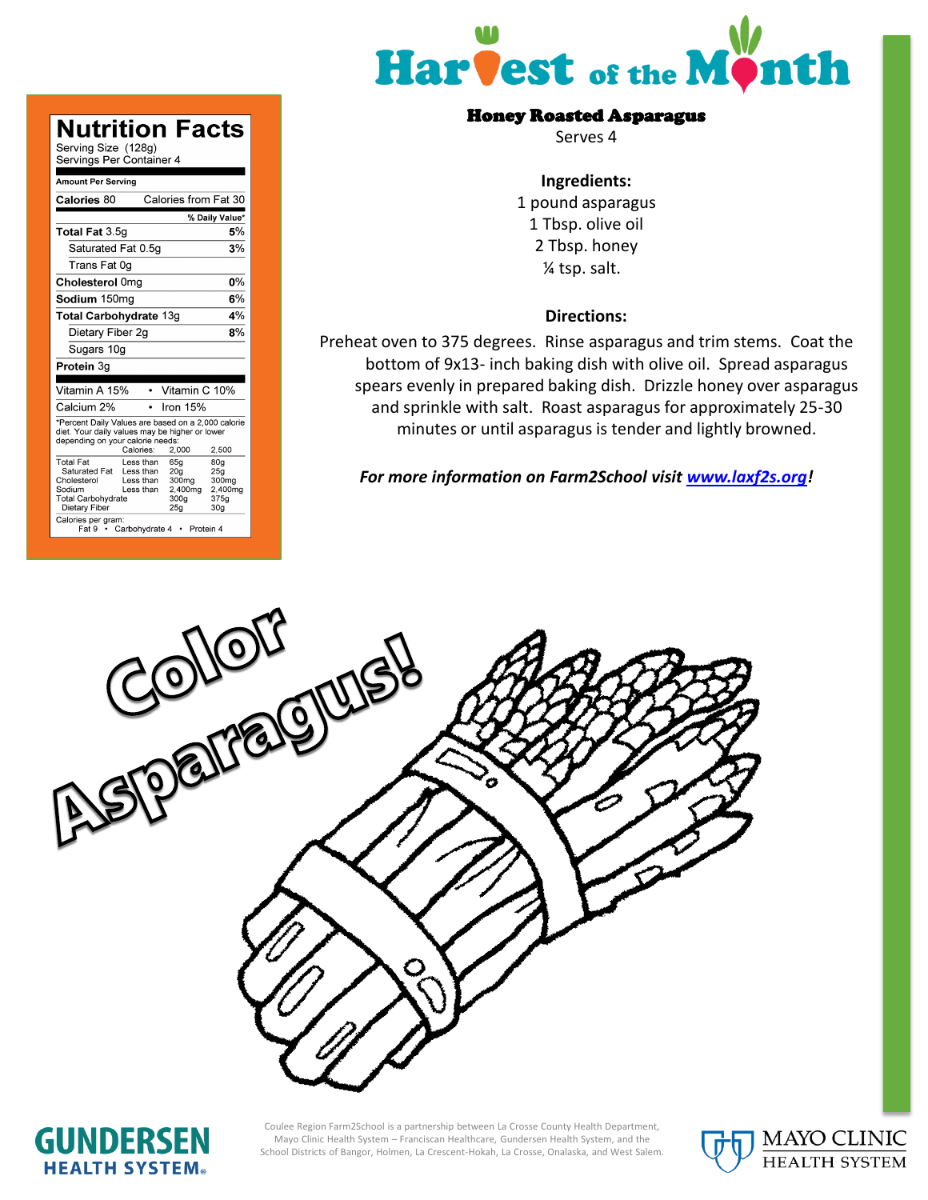# Harvest of the Month

## Nutrition Facts

Serving Size (128g)
Servings Per Container 4

**Amount Per Serving**

**Calories** 80 Calories from Fat 30

| | % Daily Value* |
|---|---|
| **Total Fat** 3.5g | 5% |
| Saturated Fat 0.5g | 3% |
| Trans Fat 0g | |
| **Cholesterol** 0mg | 0% |
| **Sodium** 150mg | 6% |
| **Total Carbohydrate** 13g | 4% |
| Dietary Fiber 2g | 8% |
| Sugars 10g | |
| **Protein** 3g | |

Vitamin A 15% • Vitamin C 10%
Calcium 2% • Iron 15%

*Percent Daily Values are based on a 2,000 calorie diet. Your daily values may be higher or lower depending on your calorie needs:

| | | Calories: 2,000 | 2,500 |
|---|---|---|---|
| Total Fat | Less than | 65g | 80g |
| Saturated Fat | Less than | 20g | 25g |
| Cholesterol | Less than | 300mg | 300mg |
| Sodium | Less than | 2,400mg | 2,400mg |
| Total Carbohydrate | | 300g | 375g |
| Dietary Fiber | | 25g | 30g |

Calories per gram:
Fat 9 • Carbohydrate 4 • Protein 4

## Honey Roasted Asparagus

Serves 4

**Ingredients:**

1 pound asparagus
1 Tbsp. olive oil
2 Tbsp. honey
¼ tsp. salt.

**Directions:**

Preheat oven to 375 degrees. Rinse asparagus and trim stems. Coat the bottom of 9x13- inch baking dish with olive oil. Spread asparagus spears evenly in prepared baking dish. Drizzle honey over asparagus and sprinkle with salt. Roast asparagus for approximately 25-30 minutes or until asparagus is tender and lightly browned.

***For more information on Farm2School visit [www.laxf2s.org](http://www.laxf2s.org)!***

Color Asparagus!

GUNDERSEN HEALTH SYSTEM

Coulee Region Farm2School is a partnership between La Crosse County Health Department, Mayo Clinic Health System – Franciscan Healthcare, Gundersen Health System, and the School Districts of Bangor, Holmen, La Crescent-Hokah, La Crosse, Onalaska, and West Salem.

MAYO CLINIC HEALTH SYSTEM